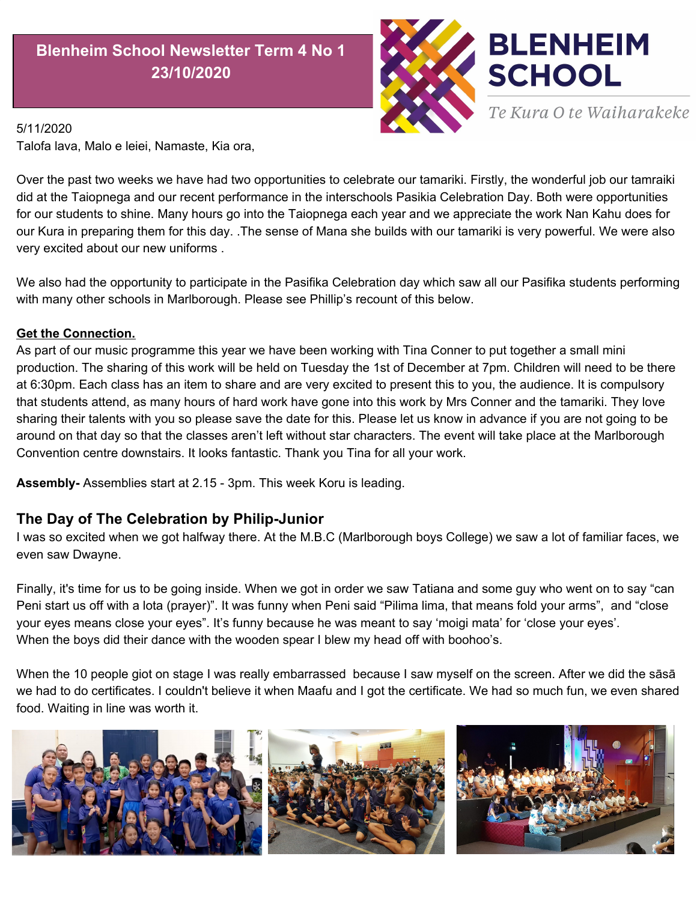# Blenheim School Newsletter Term 4 No 1 23/10/2020

BLENHEIM SCHOOL

*Te Kura O te Waiharakeke*

5/11/2020

Talofa lava, Malo e leiei, Namaste, Kia ora,

Over the past two weeks we have had two opportunities to celebrate our tamariki. Firstly, the wonderful job our tamraiki did at the Taiopnega and our recent performance in the interschools Pasikia Celebration Day. Both were opportunities for our students to shine. Many hours go into the Taiopnega each year and we appreciate the work Nan Kahu does for our Kura in preparing them for this day. .The sense of Mana she builds with our tamariki is very powerful. We were also very excited about our new uniforms .

We also had the opportunity to participate in the Pasifika Celebration day which saw all our Pasifika students performing with many other schools in Marlborough. Please see Phillip's recount of this below.

**Get the Connection.**

As part of our music programme this year we have been working with Tina Conner to put together a small mini production. The sharing of this work will be held on Tuesday the 1st of December at 7pm. Children will need to be there at 6:30pm. Each class has an item to share and are very excited to present this to you, the audience. It is compulsory that students attend, as many hours of hard work have gone into this work by Mrs Conner and the tamariki. They love sharing their talents with you so please save the date for this. Please let us know in advance if you are not going to be around on that day so that the classes aren't left without star characters. The event will take place at the Marlborough Convention centre downstairs. It looks fantastic. Thank you Tina for all your work.

**Assembly-** Assemblies start at 2.15 - 3pm. This week Koru is leading.

## The Day of The Celebration by Philip-Junior

I was so excited when we got halfway there. At the M.B.C (Marlborough boys College) we saw a lot of familiar faces, we even saw Dwayne.

Finally, it's time for us to be going inside. When we got in order we saw Tatiana and some guy who went on to say "can Peni start us off with a lota (prayer)". It was funny when Peni said "Pilima lima, that means fold your arms", and "close your eyes means close your eyes". It's funny because he was meant to say 'moigi mata' for 'close your eyes'. When the boys did their dance with the wooden spear I blew my head off with boohoo's.

When the 10 people giot on stage I was really embarrassed because I saw myself on the screen. After we did the sāsā we had to do certificates. I couldn't believe it when Maafu and I got the certificate. We had so much fun, we even shared food. Waiting in line was worth it.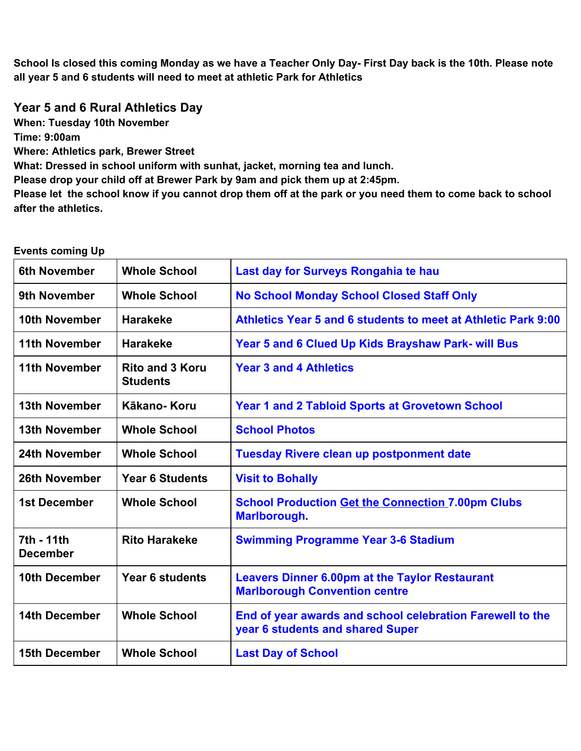**School Is closed this coming Monday as we have a Teacher Only Day- First Day back is the 10th. Please note all year 5 and 6 students will need to meet at athletic Park for Athletics**

## Year 5 and 6 Rural Athletics Day

**When: Tuesday 10th November**
**Time: 9:00am**
**Where: Athletics park, Brewer Street**
**What: Dressed in school uniform with sunhat, jacket, morning tea and lunch.**
**Please drop your child off at Brewer Park by 9am and pick them up at 2:45pm.**
**Please let the school know if you cannot drop them off at the park or you need them to come back to school after the athletics.**

**Events coming Up**

| | | |
|---|---|---|
| **6th November** | **Whole School** | **Last day for Surveys Rongahia te hau** |
| **9th November** | **Whole School** | **No School Monday School Closed Staff Only** |
| **10th November** | **Harakeke** | **Athletics Year 5 and 6 students to meet at Athletic Park 9:00** |
| **11th November** | **Harakeke** | **Year 5 and 6 Clued Up Kids Brayshaw Park- will Bus** |
| **11th November** | **Rito and 3 Koru Students** | **Year 3 and 4 Athletics** |
| **13th November** | **Kākano- Koru** | **Year 1 and 2 Tabloid Sports at Grovetown School** |
| **13th November** | **Whole School** | **School Photos** |
| **24th November** | **Whole School** | **Tuesday Rivere clean up postponment date** |
| **26th November** | **Year 6 Students** | **Visit to Bohally** |
| **1st December** | **Whole School** | **School Production Get the Connection 7.00pm Clubs Marlborough.** |
| **7th - 11th December** | **Rito Harakeke** | **Swimming Programme Year 3-6 Stadium** |
| **10th December** | **Year 6 students** | **Leavers Dinner 6.00pm at the Taylor Restaurant Marlborough Convention centre** |
| **14th December** | **Whole School** | **End of year awards and school celebration Farewell to the year 6 students and shared Super** |
| **15th December** | **Whole School** | **Last Day of School** |